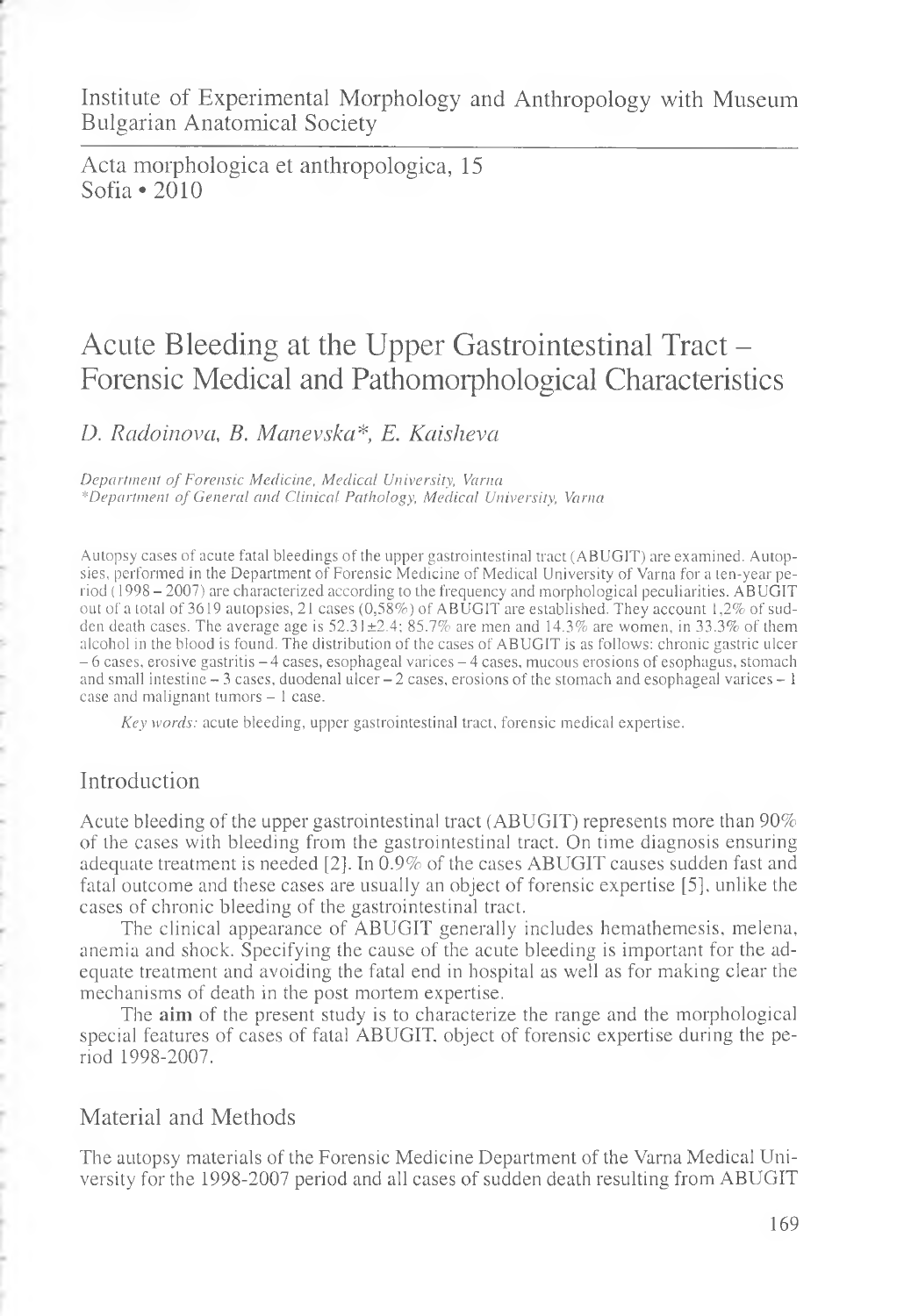Institute of Experimental Morphology and Anthropology with Museum
Bulgarian Anatomical Society

Acta morphologica et anthropologica, 15
Sofia • 2010

# Acute Bleeding at the Upper Gastrointestinal Tract – Forensic Medical and Pathomorphological Characteristics

*D. Radoinova, B. Manevska\*, E. Kaisheva*

*Department of Forensic Medicine, Medical University, Varna*
*\*Department of General and Clinical Pathology, Medical University, Varna*

Autopsy cases of acute fatal bleedings of the upper gastrointestinal tract (ABUGIT) are examined. Autopsies, performed in the Department of Forensic Medicine of Medical University of Varna for a ten-year period (1998 – 2007) are characterized according to the frequency and morphological peculiarities. ABUGIT out of a total of 3619 autopsies, 21 cases (0,58%) of ABUGIT are established. They account 1,2% of sudden death cases. The average age is 52.31±2.4; 85.7% are men and 14.3% are women, in 33.3% of them alcohol in the blood is found. The distribution of the cases of ABUGIT is as follows: chronic gastric ulcer – 6 cases, erosive gastritis – 4 cases, esophageal varices – 4 cases, mucous erosions of esophagus, stomach and small intestine – 3 cases, duodenal ulcer – 2 cases, erosions of the stomach and esophageal varices – 1 case and malignant tumors – 1 case.

*Key words:* acute bleeding, upper gastrointestinal tract, forensic medical expertise.

## Introduction

Acute bleeding of the upper gastrointestinal tract (ABUGIT) represents more than 90% of the cases with bleeding from the gastrointestinal tract. On time diagnosis ensuring adequate treatment is needed [2}. In 0.9% of the cases ABUGIT causes sudden fast and fatal outcome and these cases are usually an object of forensic expertise [5], unlike the cases of chronic bleeding of the gastrointestinal tract.

The clinical appearance of ABUGIT generally includes hemathemesis, melena, anemia and shock. Specifying the cause of the acute bleeding is important for the adequate treatment and avoiding the fatal end in hospital as well as for making clear the mechanisms of death in the post mortem expertise.

The **aim** of the present study is to characterize the range and the morphological special features of cases of fatal ABUGIT, object of forensic expertise during the period 1998-2007.

## Material and Methods

The autopsy materials of the Forensic Medicine Department of the Varna Medical University for the 1998-2007 period and all cases of sudden death resulting from ABUGIT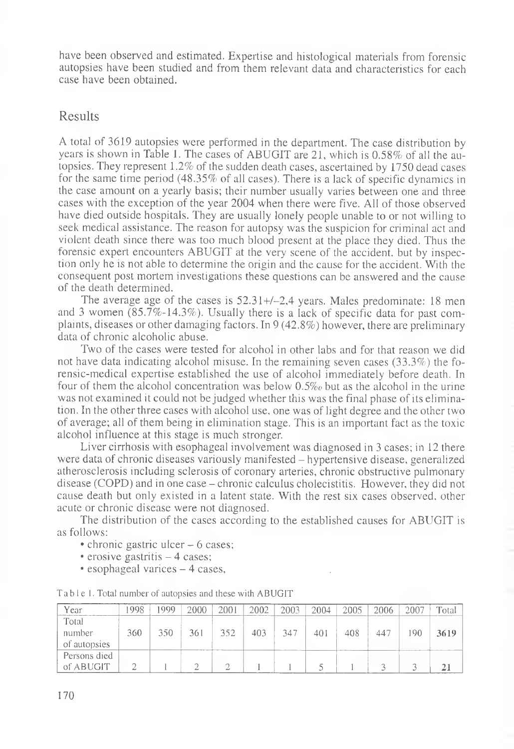have been observed and estimated. Expertise and histological materials from forensic autopsies have been studied and from them relevant data and characteristics for each case have been obtained.

## Results

A total of 3619 autopsies were performed in the department. The case distribution by years is shown in Table 1. The cases of ABUGIT are 21, which is 0.58% of all the autopsies. They represent 1.2% of the sudden death cases, ascertained by 1750 dead cases for the same time period (48.35% of all cases). There is a lack of specific dynamics in the case amount on a yearly basis; their number usually varies between one and three cases with the exception of the year 2004 when there were five. All of those observed have died outside hospitals. They are usually lonely people unable to or not willing to seek medical assistance. The reason for autopsy was the suspicion for criminal act and violent death since there was too much blood present at the place they died. Thus the forensic expert encounters ABUGIT at the very scene of the accident, but by inspection only he is not able to determine the origin and the cause for the accident. With the consequent post mortem investigations these questions can be answered and the cause of the death determined.

The average age of the cases is 52.31+/–2,4 years. Males predominate: 18 men and 3 women (85.7%-14.3%). Usually there is a lack of specific data for past complaints, diseases or other damaging factors. In 9 (42.8%) however, there are preliminary data of chronic alcoholic abuse.

Two of the cases were tested for alcohol in other labs and for that reason we did not have data indicating alcohol misuse. In the remaining seven cases (33.3%) the forensic-medical expertise established the use of alcohol immediately before death. In four of them the alcohol concentration was below 0.5‰ but as the alcohol in the urine was not examined it could not be judged whether this was the final phase of its elimination. In the other three cases with alcohol use, one was of light degree and the other two of average; all of them being in elimination stage. This is an important fact as the toxic alcohol influence at this stage is much stronger.

Liver cirrhosis with esophageal involvement was diagnosed in 3 cases; in 12 there were data of chronic diseases variously manifested – hypertensive disease, generalized atherosclerosis including sclerosis of coronary arteries, chronic obstructive pulmonary disease (COPD) and in one case – chronic calculus cholecistitis. However, they did not cause death but only existed in a latent state. With the rest six cases observed, other acute or chronic disease were not diagnosed.

The distribution of the cases according to the established causes for ABUGIT is as follows:

- chronic gastric ulcer – 6 cases;
- erosive gastritis – 4 cases;
- esophageal varices – 4 cases,

Table 1. Total number of autopsies and these with ABUGIT

| Year | 1998 | 1999 | 2000 | 2001 | 2002 | 2003 | 2004 | 2005 | 2006 | 2007 | Total |
|---|---|---|---|---|---|---|---|---|---|---|---|
| Total number of autopsies | 360 | 350 | 361 | 352 | 403 | 347 | 401 | 408 | 447 | 190 | **3619** |
| Persons died of ABUGIT | 2 | 1 | 2 | 2 | 1 | 1 | 5 | 1 | 3 | 3 | **21** |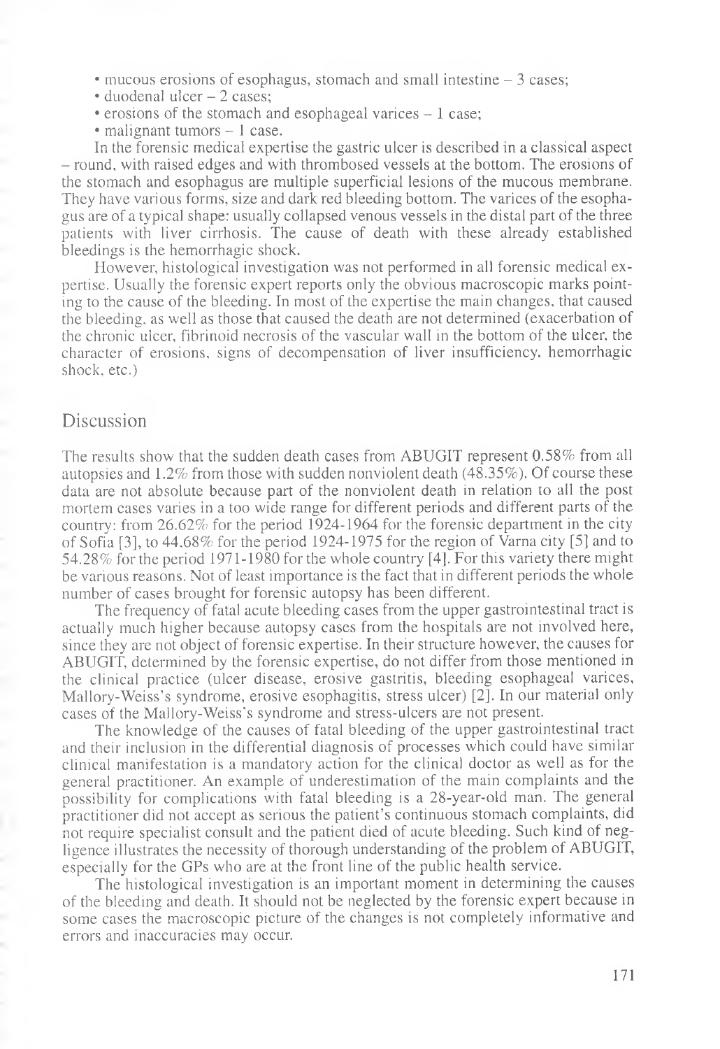- mucous erosions of esophagus, stomach and small intestine – 3 cases;
- duodenal ulcer – 2 cases;
- erosions of the stomach and esophageal varices – 1 case;
- malignant tumors – 1 case.

In the forensic medical expertise the gastric ulcer is described in a classical aspect – round, with raised edges and with thrombosed vessels at the bottom. The erosions of the stomach and esophagus are multiple superficial lesions of the mucous membrane. They have various forms, size and dark red bleeding bottom. The varices of the esophagus are of a typical shape: usually collapsed venous vessels in the distal part of the three patients with liver cirrhosis. The cause of death with these already established bleedings is the hemorrhagic shock.

However, histological investigation was not performed in all forensic medical expertise. Usually the forensic expert reports only the obvious macroscopic marks pointing to the cause of the bleeding. In most of the expertise the main changes, that caused the bleeding, as well as those that caused the death are not determined (exacerbation of the chronic ulcer, fibrinoid necrosis of the vascular wall in the bottom of the ulcer, the character of erosions, signs of decompensation of liver insufficiency, hemorrhagic shock, etc.)

## Discussion

The results show that the sudden death cases from ABUGIT represent 0.58% from all autopsies and 1.2% from those with sudden nonviolent death (48.35%). Of course these data are not absolute because part of the nonviolent death in relation to all the post mortem cases varies in a too wide range for different periods and different parts of the country: from 26.62% for the period 1924-1964 for the forensic department in the city of Sofia [3], to 44.68% for the period 1924-1975 for the region of Varna city [5] and to 54.28% for the period 1971-1980 for the whole country [4]. For this variety there might be various reasons. Not of least importance is the fact that in different periods the whole number of cases brought for forensic autopsy has been different.

The frequency of fatal acute bleeding cases from the upper gastrointestinal tract is actually much higher because autopsy cases from the hospitals are not involved here, since they are not object of forensic expertise. In their structure however, the causes for ABUGIT, determined by the forensic expertise, do not differ from those mentioned in the clinical practice (ulcer disease, erosive gastritis, bleeding esophageal varices, Mallory-Weiss's syndrome, erosive esophagitis, stress ulcer) [2]. In our material only cases of the Mallory-Weiss's syndrome and stress-ulcers are not present.

The knowledge of the causes of fatal bleeding of the upper gastrointestinal tract and their inclusion in the differential diagnosis of processes which could have similar clinical manifestation is a mandatory action for the clinical doctor as well as for the general practitioner. An example of underestimation of the main complaints and the possibility for complications with fatal bleeding is a 28-year-old man. The general practitioner did not accept as serious the patient's continuous stomach complaints, did not require specialist consult and the patient died of acute bleeding. Such kind of negligence illustrates the necessity of thorough understanding of the problem of ABUGIT, especially for the GPs who are at the front line of the public health service.

The histological investigation is an important moment in determining the causes of the bleeding and death. It should not be neglected by the forensic expert because in some cases the macroscopic picture of the changes is not completely informative and errors and inaccuracies may occur.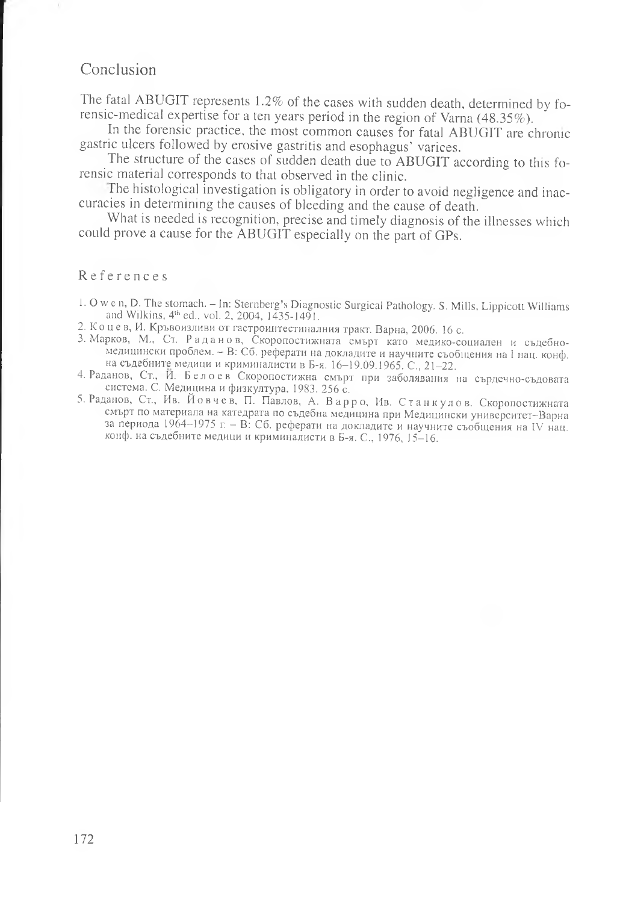## Conclusion

The fatal ABUGIT represents 1.2% of the cases with sudden death, determined by forensic-medical expertise for a ten years period in the region of Varna (48.35%).

In the forensic practice, the most common causes for fatal ABUGIT are chronic gastric ulcers followed by erosive gastritis and esophagus' varices.

The structure of the cases of sudden death due to ABUGIT according to this forensic material corresponds to that observed in the clinic.

The histological investigation is obligatory in order to avoid negligence and inaccuracies in determining the causes of bleeding and the cause of death.

What is needed is recognition, precise and timely diagnosis of the illnesses which could prove a cause for the ABUGIT especially on the part of GPs.

### References

1. Owen, D. The stomach. – In: Sternberg's Diagnostic Surgical Pathology. S. Mills, Lippicott Williams and Wilkins, 4th ed., vol. 2, 2004, 1435-1491.
2. Коцев, И. Кръвоизливи от гастроинтестиналния тракт. Варна, 2006. 16 с.
3. Марков, М., Ст. Раданов, Скоропостижната смърт като медико-социален и съдебномедицински проблем. – В: Сб. реферати на докладите и научните съобщения на I нац. конф. на съдебните медици и криминалисти в Б-я. 16–19.09.1965. С., 21–22.
4. Раданов, Ст., Й. Белоев Скоропостижна смърт при заболявания на сърдечно-съдовата система. С. Медицина и физкултура. 1983. 256 с.
5. Раданов, Ст., Ив. Йовчев, П. Павлов, А. Варро, Ив. Станкулов. Скоропостижната смърт по материала на катедрата по съдебна медицина при Медицински университет–Варна за периода 1964–1975 г. – В: Сб. реферати на докладите и научните съобщения на IV нац. конф. на съдебните медици и криминалисти в Б-я. С., 1976, 15–16.